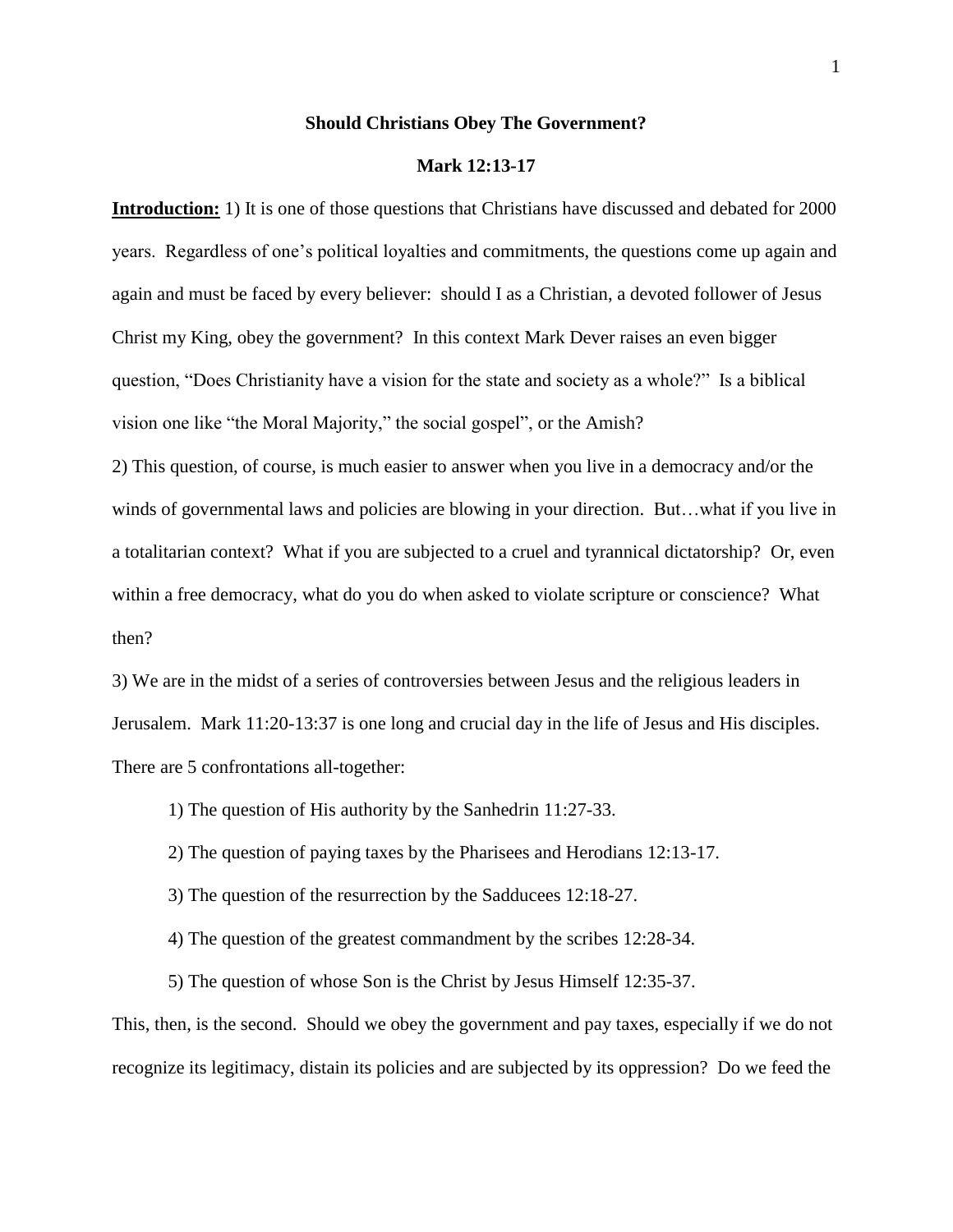**Should Christians Obey The Government?**

**Mark 12:13-17**

**Introduction:** 1) It is one of those questions that Christians have discussed and debated for 2000 years. Regardless of one's political loyalties and commitments, the questions come up again and again and must be faced by every believer: should I as a Christian, a devoted follower of Jesus Christ my King, obey the government? In this context Mark Dever raises an even bigger question, "Does Christianity have a vision for the state and society as a whole?" Is a biblical vision one like "the Moral Majority," the social gospel", or the Amish?

2) This question, of course, is much easier to answer when you live in a democracy and/or the winds of governmental laws and policies are blowing in your direction. But…what if you live in a totalitarian context? What if you are subjected to a cruel and tyrannical dictatorship? Or, even within a free democracy, what do you do when asked to violate scripture or conscience? What then?

3) We are in the midst of a series of controversies between Jesus and the religious leaders in Jerusalem. Mark 11:20-13:37 is one long and crucial day in the life of Jesus and His disciples. There are 5 confrontations all-together:

1) The question of His authority by the Sanhedrin 11:27-33.

2) The question of paying taxes by the Pharisees and Herodians 12:13-17.

3) The question of the resurrection by the Sadducees 12:18-27.

4) The question of the greatest commandment by the scribes 12:28-34.

5) The question of whose Son is the Christ by Jesus Himself 12:35-37.

This, then, is the second. Should we obey the government and pay taxes, especially if we do not recognize its legitimacy, distain its policies and are subjected by its oppression? Do we feed the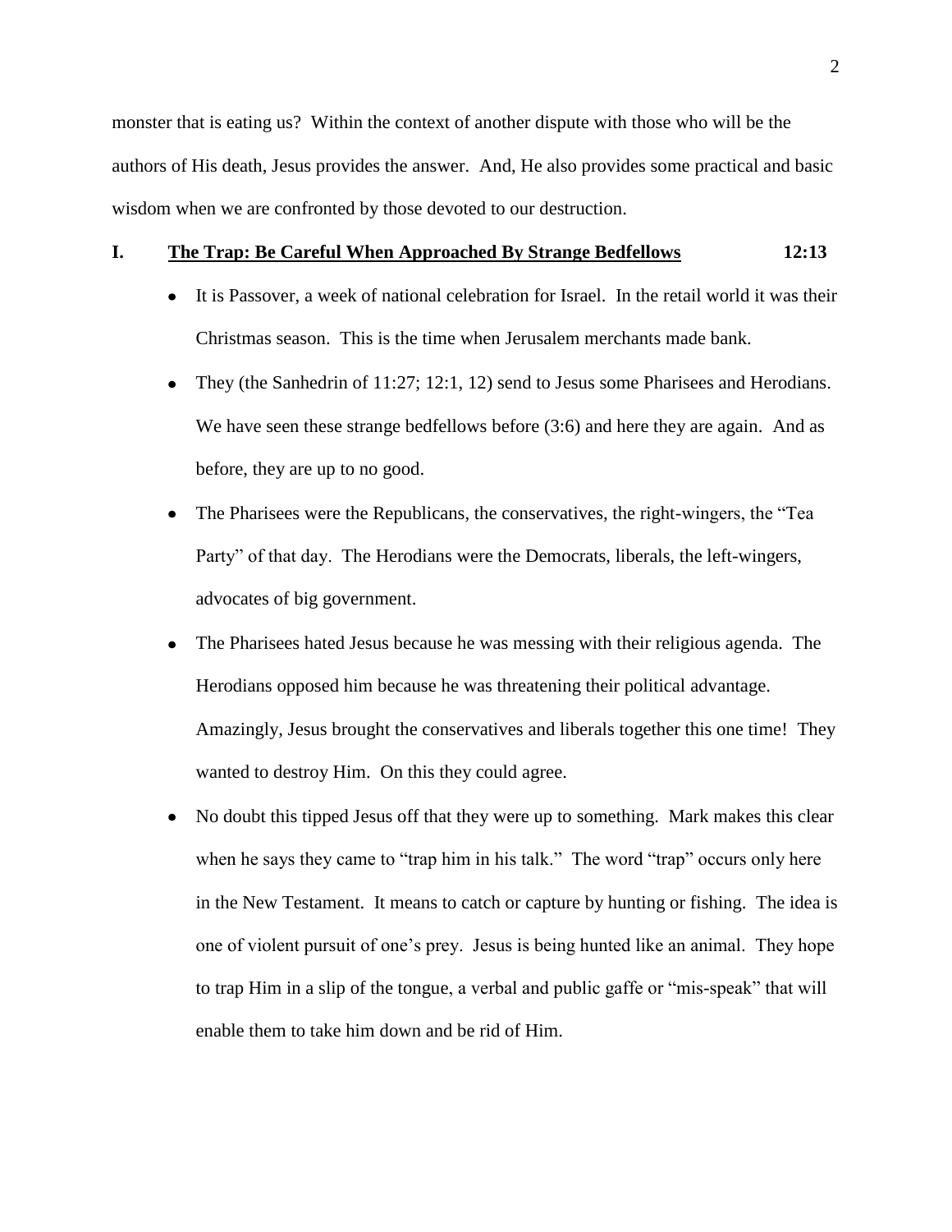monster that is eating us? Within the context of another dispute with those who will be the authors of His death, Jesus provides the answer. And, He also provides some practical and basic wisdom when we are confronted by those devoted to our destruction.

## I. <u>The Trap: Be Careful When Approached By Strange Bedfellows</u> 12:13

- It is Passover, a week of national celebration for Israel. In the retail world it was their Christmas season. This is the time when Jerusalem merchants made bank.
- They (the Sanhedrin of 11:27; 12:1, 12) send to Jesus some Pharisees and Herodians. We have seen these strange bedfellows before (3:6) and here they are again. And as before, they are up to no good.
- The Pharisees were the Republicans, the conservatives, the right-wingers, the "Tea Party" of that day. The Herodians were the Democrats, liberals, the left-wingers, advocates of big government.
- The Pharisees hated Jesus because he was messing with their religious agenda. The Herodians opposed him because he was threatening their political advantage. Amazingly, Jesus brought the conservatives and liberals together this one time! They wanted to destroy Him. On this they could agree.
- No doubt this tipped Jesus off that they were up to something. Mark makes this clear when he says they came to "trap him in his talk." The word "trap" occurs only here in the New Testament. It means to catch or capture by hunting or fishing. The idea is one of violent pursuit of one's prey. Jesus is being hunted like an animal. They hope to trap Him in a slip of the tongue, a verbal and public gaffe or "mis-speak" that will enable them to take him down and be rid of Him.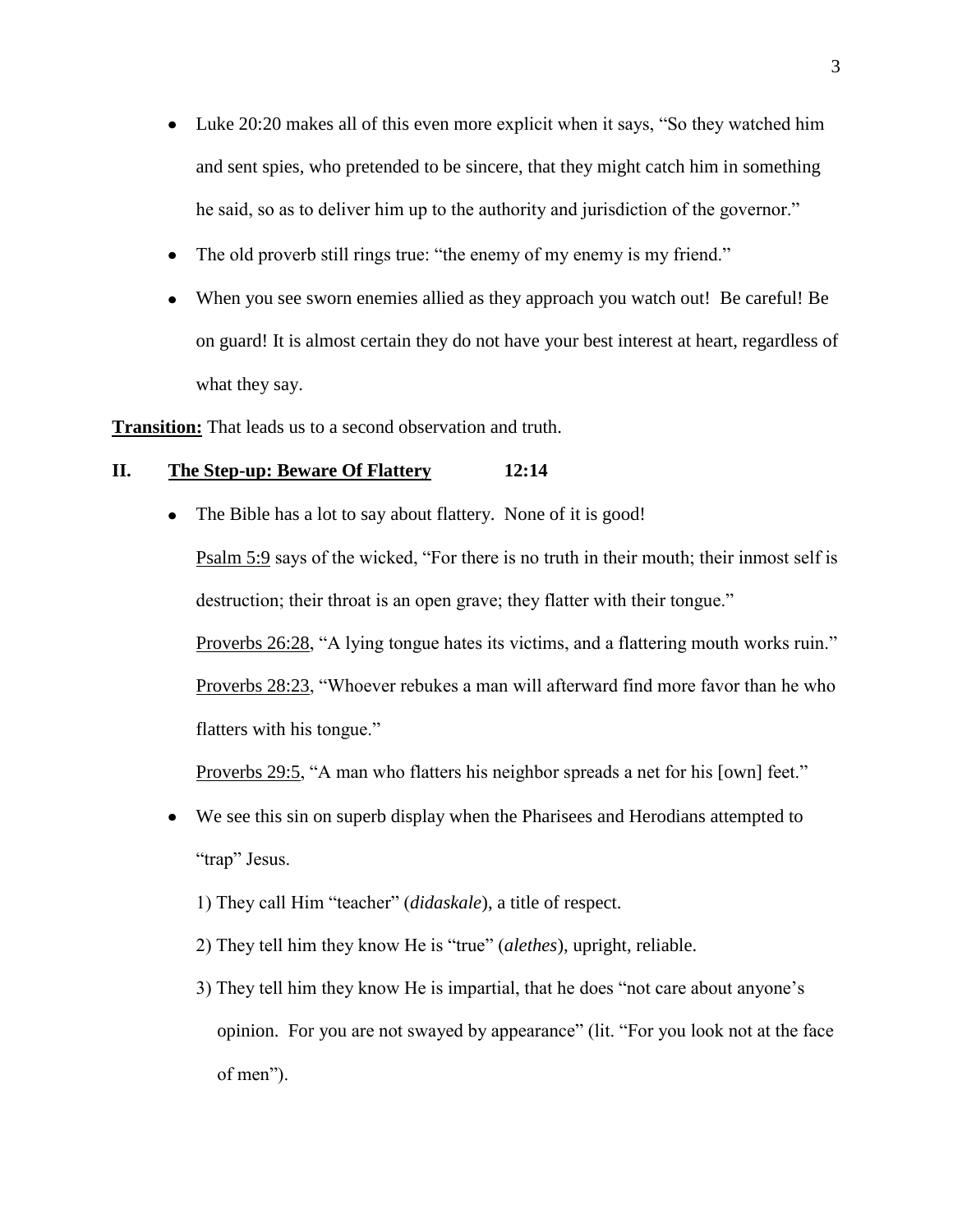- Luke 20:20 makes all of this even more explicit when it says, "So they watched him and sent spies, who pretended to be sincere, that they might catch him in something he said, so as to deliver him up to the authority and jurisdiction of the governor."
- The old proverb still rings true: "the enemy of my enemy is my friend."
- When you see sworn enemies allied as they approach you watch out! Be careful! Be on guard! It is almost certain they do not have your best interest at heart, regardless of what they say.

**Transition:** That leads us to a second observation and truth.

## II. The Step-up: Beware Of Flattery 12:14

- The Bible has a lot to say about flattery. None of it is good!

  Psalm 5:9 says of the wicked, "For there is no truth in their mouth; their inmost self is destruction; their throat is an open grave; they flatter with their tongue."

  Proverbs 26:28, "A lying tongue hates its victims, and a flattering mouth works ruin."

  Proverbs 28:23, "Whoever rebukes a man will afterward find more favor than he who flatters with his tongue."

  Proverbs 29:5, "A man who flatters his neighbor spreads a net for his [own] feet."

- We see this sin on superb display when the Pharisees and Herodians attempted to "trap" Jesus.

  1) They call Him "teacher" (*didaskale*), a title of respect.

  2) They tell him they know He is "true" (*alethes*), upright, reliable.

  3) They tell him they know He is impartial, that he does "not care about anyone's opinion. For you are not swayed by appearance" (lit. "For you look not at the face of men").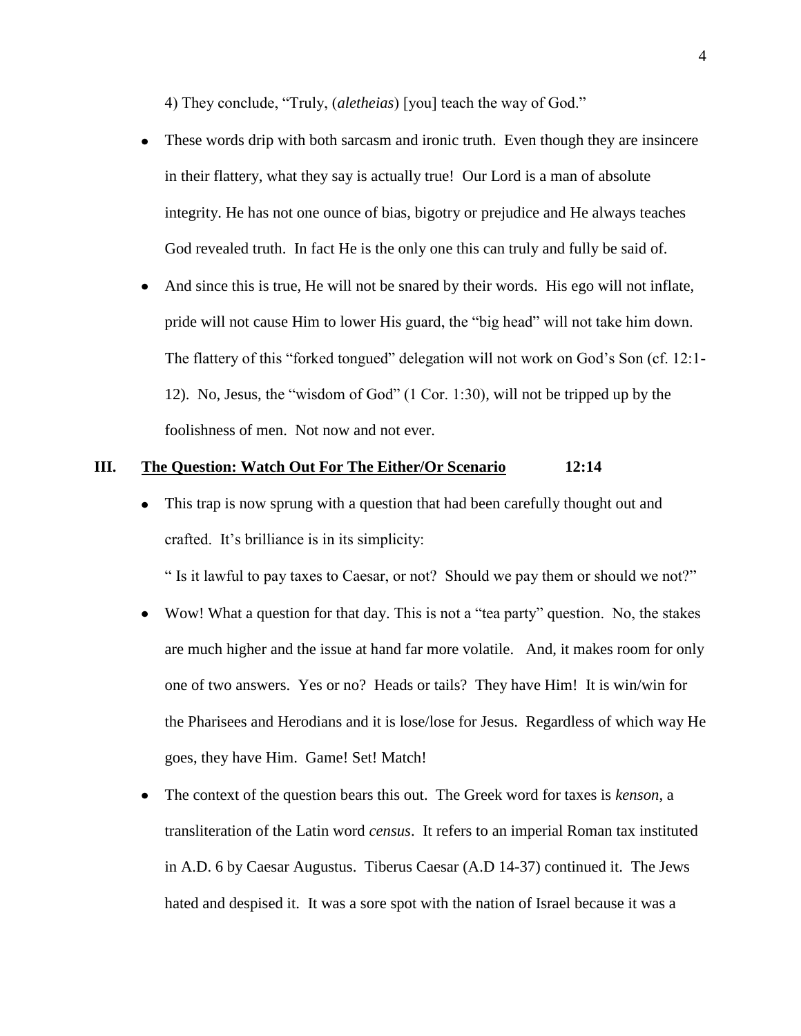4) They conclude, "Truly, (*aletheias*) [you] teach the way of God."

- These words drip with both sarcasm and ironic truth. Even though they are insincere in their flattery, what they say is actually true! Our Lord is a man of absolute integrity. He has not one ounce of bias, bigotry or prejudice and He always teaches God revealed truth. In fact He is the only one this can truly and fully be said of.
- And since this is true, He will not be snared by their words. His ego will not inflate, pride will not cause Him to lower His guard, the "big head" will not take him down. The flattery of this "forked tongued" delegation will not work on God's Son (cf. 12:1-12). No, Jesus, the "wisdom of God" (1 Cor. 1:30), will not be tripped up by the foolishness of men. Not now and not ever.

## III. <u>The Question: Watch Out For The Either/Or Scenario</u> 12:14

- This trap is now sprung with a question that had been carefully thought out and crafted. It's brilliance is in its simplicity:

  " Is it lawful to pay taxes to Caesar, or not? Should we pay them or should we not?"
- Wow! What a question for that day. This is not a "tea party" question. No, the stakes are much higher and the issue at hand far more volatile. And, it makes room for only one of two answers. Yes or no? Heads or tails? They have Him! It is win/win for the Pharisees and Herodians and it is lose/lose for Jesus. Regardless of which way He goes, they have Him. Game! Set! Match!
- The context of the question bears this out. The Greek word for taxes is *kenson*, a transliteration of the Latin word *census*. It refers to an imperial Roman tax instituted in A.D. 6 by Caesar Augustus. Tiberus Caesar (A.D 14-37) continued it. The Jews hated and despised it. It was a sore spot with the nation of Israel because it was a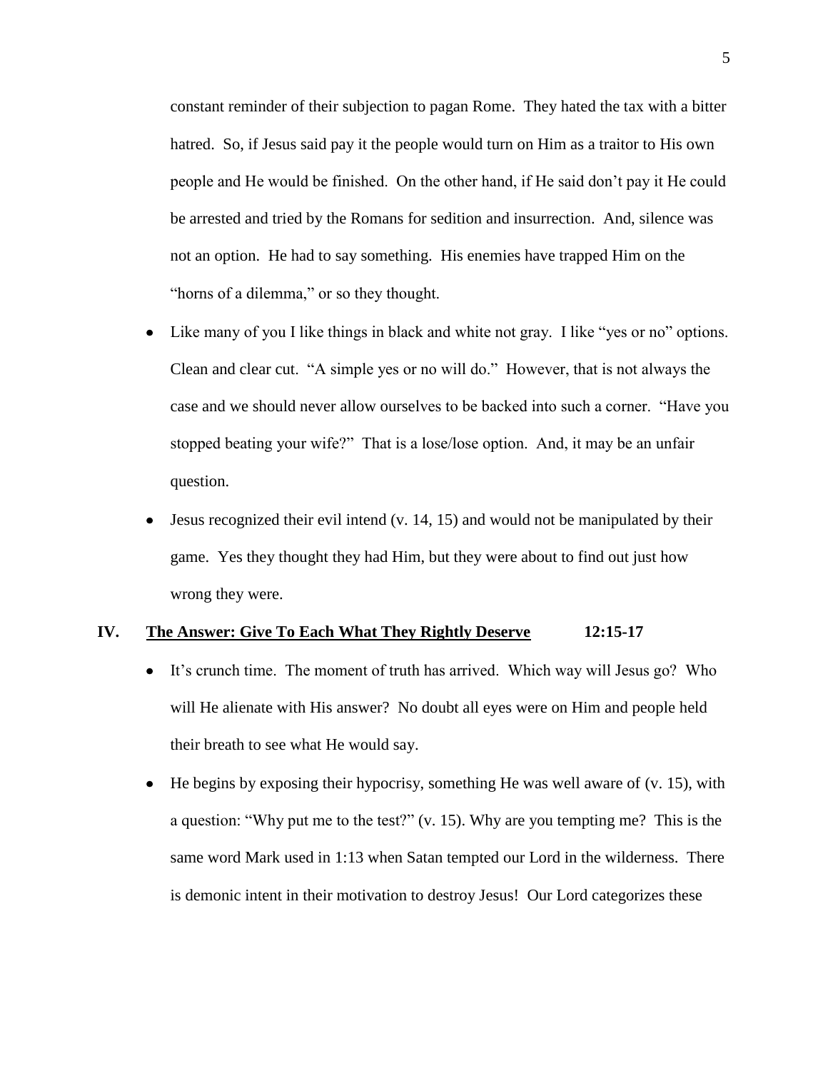constant reminder of their subjection to pagan Rome. They hated the tax with a bitter hatred. So, if Jesus said pay it the people would turn on Him as a traitor to His own people and He would be finished. On the other hand, if He said don't pay it He could be arrested and tried by the Romans for sedition and insurrection. And, silence was not an option. He had to say something. His enemies have trapped Him on the "horns of a dilemma," or so they thought.

- Like many of you I like things in black and white not gray. I like "yes or no" options. Clean and clear cut. "A simple yes or no will do." However, that is not always the case and we should never allow ourselves to be backed into such a corner. "Have you stopped beating your wife?" That is a lose/lose option. And, it may be an unfair question.
- Jesus recognized their evil intend (v. 14, 15) and would not be manipulated by their game. Yes they thought they had Him, but they were about to find out just how wrong they were.

## IV. <u>The Answer: Give To Each What They Rightly Deserve</u> 12:15-17

- It's crunch time. The moment of truth has arrived. Which way will Jesus go? Who will He alienate with His answer? No doubt all eyes were on Him and people held their breath to see what He would say.
- He begins by exposing their hypocrisy, something He was well aware of (v. 15), with a question: "Why put me to the test?" (v. 15). Why are you tempting me? This is the same word Mark used in 1:13 when Satan tempted our Lord in the wilderness. There is demonic intent in their motivation to destroy Jesus! Our Lord categorizes these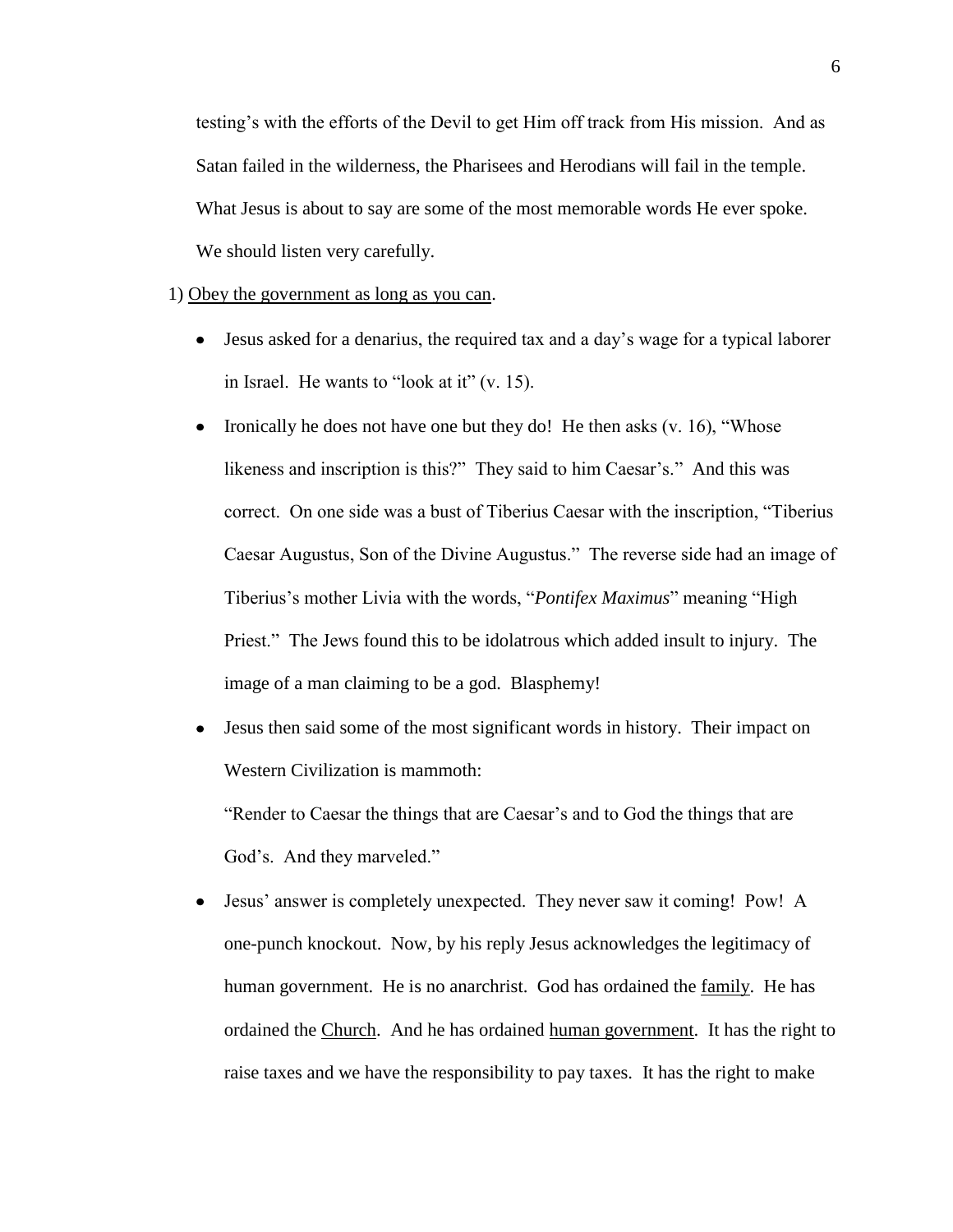testing's with the efforts of the Devil to get Him off track from His mission. And as Satan failed in the wilderness, the Pharisees and Herodians will fail in the temple. What Jesus is about to say are some of the most memorable words He ever spoke. We should listen very carefully.

1) <u>Obey the government as long as you can</u>.

- Jesus asked for a denarius, the required tax and a day's wage for a typical laborer in Israel. He wants to "look at it" (v. 15).
- Ironically he does not have one but they do! He then asks (v. 16), "Whose likeness and inscription is this?" They said to him Caesar's." And this was correct. On one side was a bust of Tiberius Caesar with the inscription, "Tiberius Caesar Augustus, Son of the Divine Augustus." The reverse side had an image of Tiberius's mother Livia with the words, "*Pontifex Maximus*" meaning "High Priest." The Jews found this to be idolatrous which added insult to injury. The image of a man claiming to be a god. Blasphemy!
- Jesus then said some of the most significant words in history. Their impact on Western Civilization is mammoth:

  "Render to Caesar the things that are Caesar's and to God the things that are God's. And they marveled."
- Jesus' answer is completely unexpected. They never saw it coming! Pow! A one-punch knockout. Now, by his reply Jesus acknowledges the legitimacy of human government. He is no anarchrist. God has ordained the <u>family</u>. He has ordained the <u>Church</u>. And he has ordained <u>human government</u>. It has the right to raise taxes and we have the responsibility to pay taxes. It has the right to make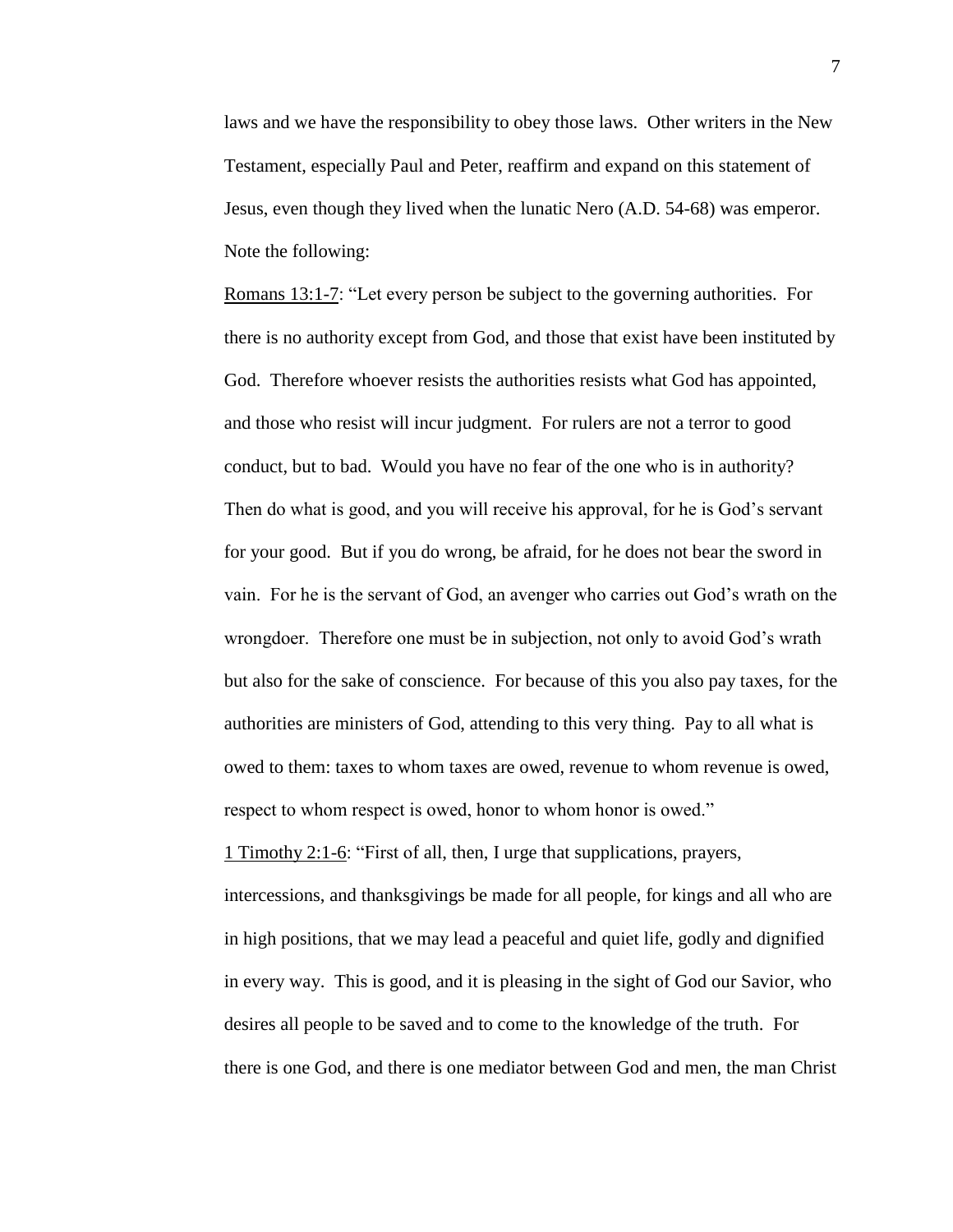laws and we have the responsibility to obey those laws. Other writers in the New Testament, especially Paul and Peter, reaffirm and expand on this statement of Jesus, even though they lived when the lunatic Nero (A.D. 54-68) was emperor. Note the following:

<u>Romans 13:1-7</u>: "Let every person be subject to the governing authorities. For there is no authority except from God, and those that exist have been instituted by God. Therefore whoever resists the authorities resists what God has appointed, and those who resist will incur judgment. For rulers are not a terror to good conduct, but to bad. Would you have no fear of the one who is in authority? Then do what is good, and you will receive his approval, for he is God's servant for your good. But if you do wrong, be afraid, for he does not bear the sword in vain. For he is the servant of God, an avenger who carries out God's wrath on the wrongdoer. Therefore one must be in subjection, not only to avoid God's wrath but also for the sake of conscience. For because of this you also pay taxes, for the authorities are ministers of God, attending to this very thing. Pay to all what is owed to them: taxes to whom taxes are owed, revenue to whom revenue is owed, respect to whom respect is owed, honor to whom honor is owed."

<u>1 Timothy 2:1-6</u>: "First of all, then, I urge that supplications, prayers, intercessions, and thanksgivings be made for all people, for kings and all who are in high positions, that we may lead a peaceful and quiet life, godly and dignified in every way. This is good, and it is pleasing in the sight of God our Savior, who desires all people to be saved and to come to the knowledge of the truth. For there is one God, and there is one mediator between God and men, the man Christ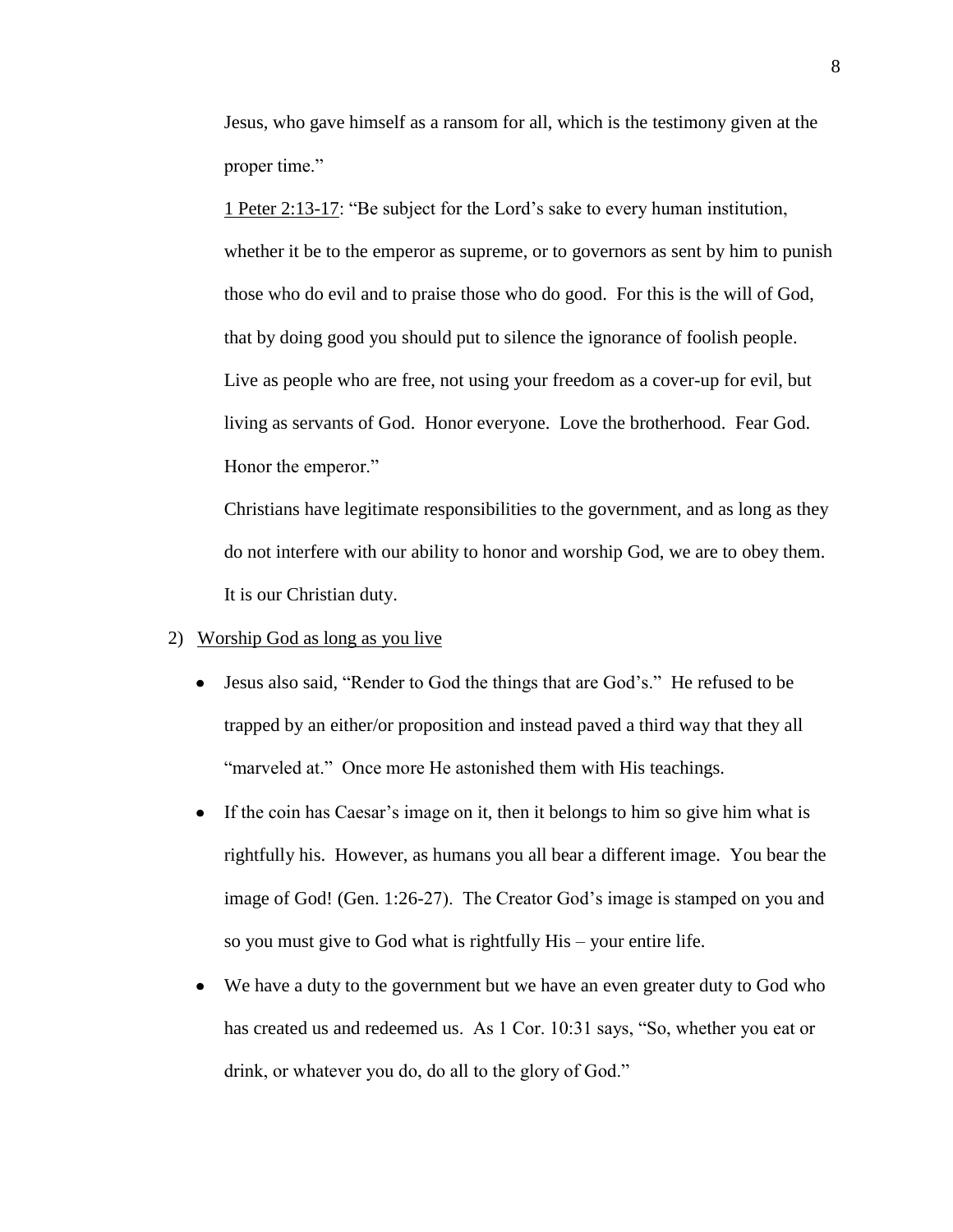Jesus, who gave himself as a ransom for all, which is the testimony given at the proper time."

1 Peter 2:13-17: "Be subject for the Lord's sake to every human institution, whether it be to the emperor as supreme, or to governors as sent by him to punish those who do evil and to praise those who do good. For this is the will of God, that by doing good you should put to silence the ignorance of foolish people. Live as people who are free, not using your freedom as a cover-up for evil, but living as servants of God. Honor everyone. Love the brotherhood. Fear God. Honor the emperor."

Christians have legitimate responsibilities to the government, and as long as they do not interfere with our ability to honor and worship God, we are to obey them. It is our Christian duty.

2) Worship God as long as you live

- Jesus also said, "Render to God the things that are God's." He refused to be trapped by an either/or proposition and instead paved a third way that they all "marveled at." Once more He astonished them with His teachings.
- If the coin has Caesar's image on it, then it belongs to him so give him what is rightfully his. However, as humans you all bear a different image. You bear the image of God! (Gen. 1:26-27). The Creator God's image is stamped on you and so you must give to God what is rightfully His – your entire life.
- We have a duty to the government but we have an even greater duty to God who has created us and redeemed us. As 1 Cor. 10:31 says, "So, whether you eat or drink, or whatever you do, do all to the glory of God."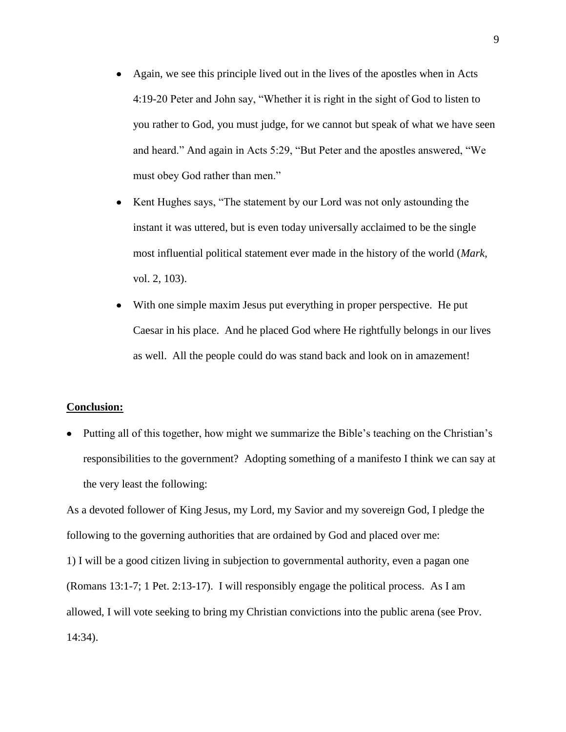- Again, we see this principle lived out in the lives of the apostles when in Acts 4:19-20 Peter and John say, "Whether it is right in the sight of God to listen to you rather to God, you must judge, for we cannot but speak of what we have seen and heard." And again in Acts 5:29, "But Peter and the apostles answered, "We must obey God rather than men."
- Kent Hughes says, "The statement by our Lord was not only astounding the instant it was uttered, but is even today universally acclaimed to be the single most influential political statement ever made in the history of the world (*Mark*, vol. 2, 103).
- With one simple maxim Jesus put everything in proper perspective. He put Caesar in his place. And he placed God where He rightfully belongs in our lives as well. All the people could do was stand back and look on in amazement!

**<u>Conclusion:</u>**

- Putting all of this together, how might we summarize the Bible's teaching on the Christian's responsibilities to the government? Adopting something of a manifesto I think we can say at the very least the following:

As a devoted follower of King Jesus, my Lord, my Savior and my sovereign God, I pledge the following to the governing authorities that are ordained by God and placed over me:

1) I will be a good citizen living in subjection to governmental authority, even a pagan one (Romans 13:1-7; 1 Pet. 2:13-17). I will responsibly engage the political process. As I am allowed, I will vote seeking to bring my Christian convictions into the public arena (see Prov. 14:34).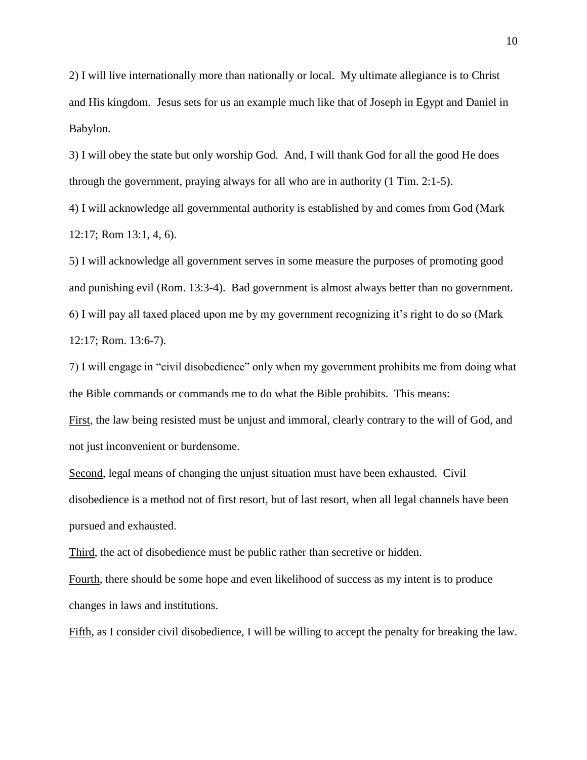2) I will live internationally more than nationally or local. My ultimate allegiance is to Christ and His kingdom. Jesus sets for us an example much like that of Joseph in Egypt and Daniel in Babylon.

3) I will obey the state but only worship God. And, I will thank God for all the good He does through the government, praying always for all who are in authority (1 Tim. 2:1-5).

4) I will acknowledge all governmental authority is established by and comes from God (Mark 12:17; Rom 13:1, 4, 6).

5) I will acknowledge all government serves in some measure the purposes of promoting good and punishing evil (Rom. 13:3-4). Bad government is almost always better than no government.

6) I will pay all taxed placed upon me by my government recognizing it's right to do so (Mark 12:17; Rom. 13:6-7).

7) I will engage in "civil disobedience" only when my government prohibits me from doing what the Bible commands or commands me to do what the Bible prohibits. This means:

<u>First</u>, the law being resisted must be unjust and immoral, clearly contrary to the will of God, and not just inconvenient or burdensome.

<u>Second</u>, legal means of changing the unjust situation must have been exhausted. Civil disobedience is a method not of first resort, but of last resort, when all legal channels have been pursued and exhausted.

<u>Third</u>, the act of disobedience must be public rather than secretive or hidden.

<u>Fourth</u>, there should be some hope and even likelihood of success as my intent is to produce changes in laws and institutions.

<u>Fifth</u>, as I consider civil disobedience, I will be willing to accept the penalty for breaking the law.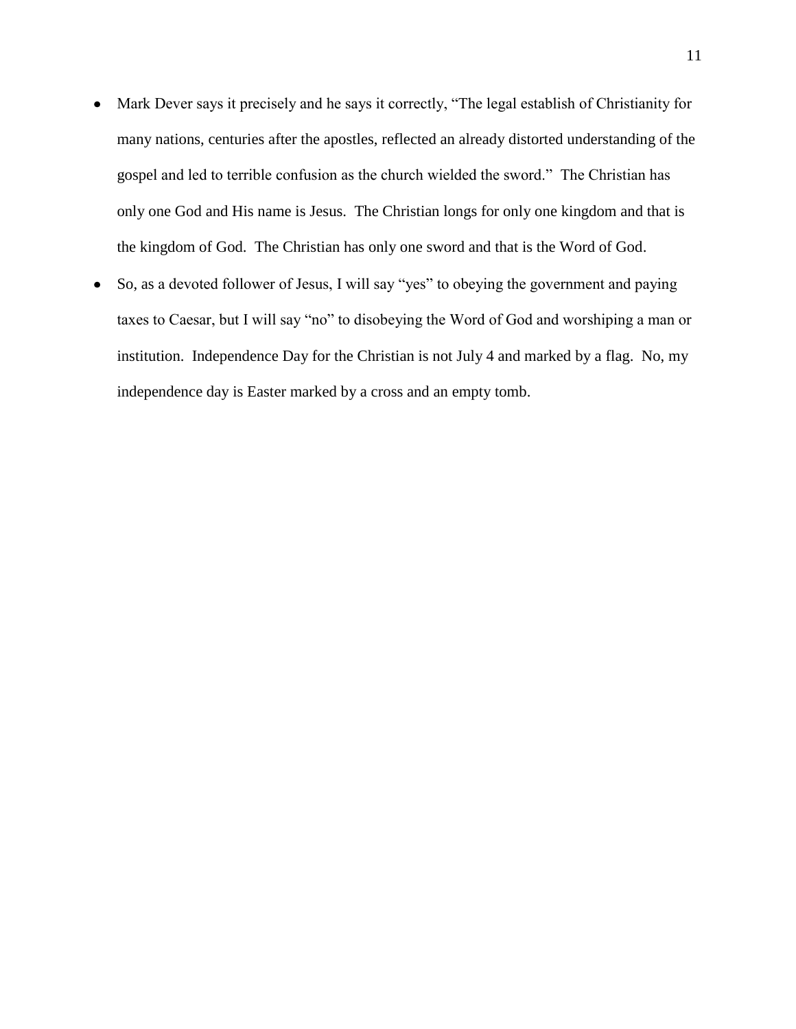- Mark Dever says it precisely and he says it correctly, "The legal establish of Christianity for many nations, centuries after the apostles, reflected an already distorted understanding of the gospel and led to terrible confusion as the church wielded the sword." The Christian has only one God and His name is Jesus. The Christian longs for only one kingdom and that is the kingdom of God. The Christian has only one sword and that is the Word of God.
- So, as a devoted follower of Jesus, I will say "yes" to obeying the government and paying taxes to Caesar, but I will say "no" to disobeying the Word of God and worshiping a man or institution. Independence Day for the Christian is not July 4 and marked by a flag. No, my independence day is Easter marked by a cross and an empty tomb.